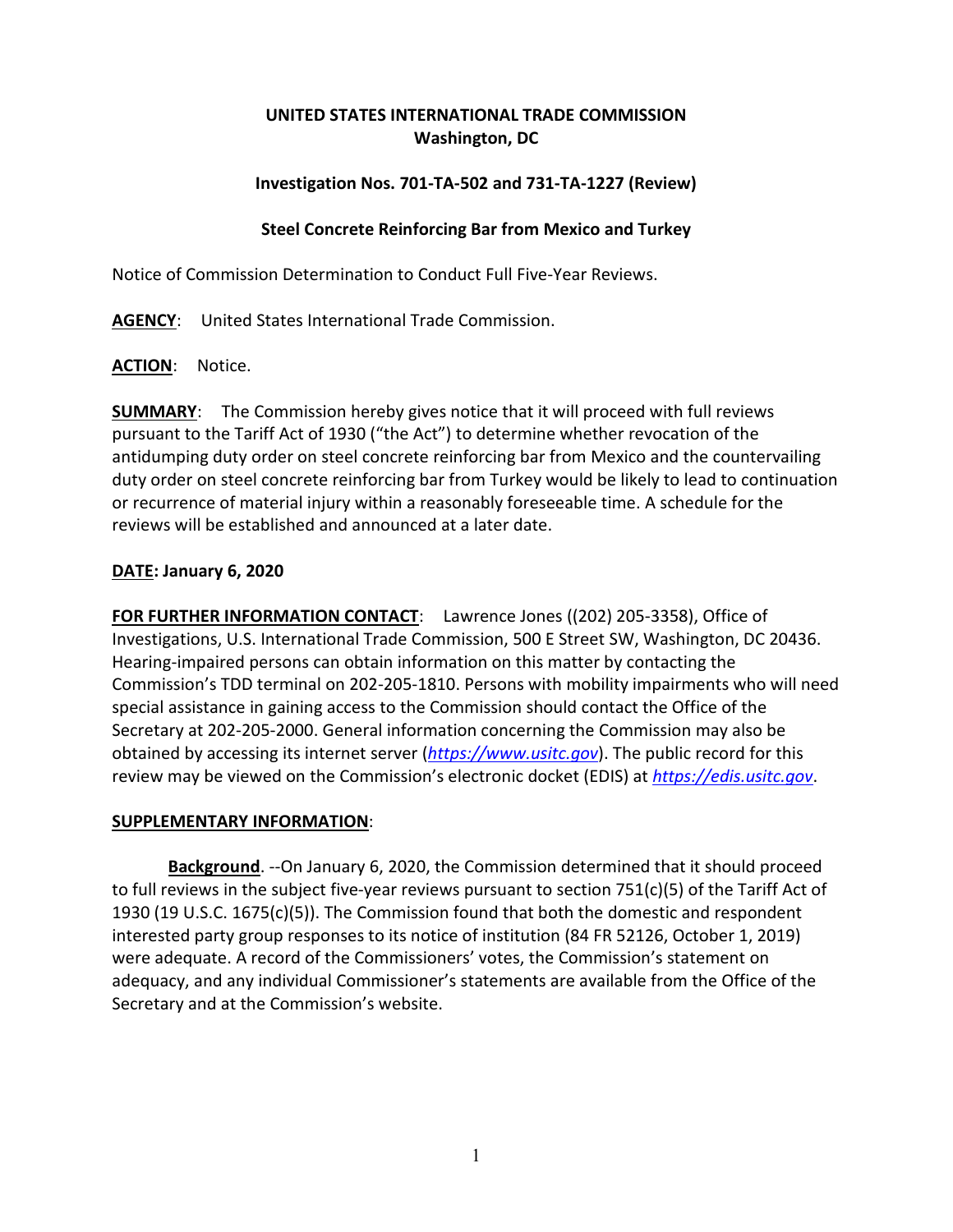**UNITED STATES INTERNATIONAL TRADE COMMISSION**
**Washington, DC**

**Investigation Nos. 701-TA-502 and 731-TA-1227 (Review)**

**Steel Concrete Reinforcing Bar from Mexico and Turkey**

Notice of Commission Determination to Conduct Full Five-Year Reviews.

**AGENCY**: United States International Trade Commission.

**ACTION**: Notice.

**SUMMARY**: The Commission hereby gives notice that it will proceed with full reviews pursuant to the Tariff Act of 1930 ("the Act") to determine whether revocation of the antidumping duty order on steel concrete reinforcing bar from Mexico and the countervailing duty order on steel concrete reinforcing bar from Turkey would be likely to lead to continuation or recurrence of material injury within a reasonably foreseeable time. A schedule for the reviews will be established and announced at a later date.

**DATE: January 6, 2020**

**FOR FURTHER INFORMATION CONTACT**: Lawrence Jones ((202) 205-3358), Office of Investigations, U.S. International Trade Commission, 500 E Street SW, Washington, DC 20436. Hearing-impaired persons can obtain information on this matter by contacting the Commission's TDD terminal on 202-205-1810. Persons with mobility impairments who will need special assistance in gaining access to the Commission should contact the Office of the Secretary at 202-205-2000. General information concerning the Commission may also be obtained by accessing its internet server (*https://www.usitc.gov*). The public record for this review may be viewed on the Commission's electronic docket (EDIS) at *https://edis.usitc.gov*.

**SUPPLEMENTARY INFORMATION**:

**Background**. --On January 6, 2020, the Commission determined that it should proceed to full reviews in the subject five-year reviews pursuant to section 751(c)(5) of the Tariff Act of 1930 (19 U.S.C. 1675(c)(5)). The Commission found that both the domestic and respondent interested party group responses to its notice of institution (84 FR 52126, October 1, 2019) were adequate. A record of the Commissioners' votes, the Commission's statement on adequacy, and any individual Commissioner's statements are available from the Office of the Secretary and at the Commission's website.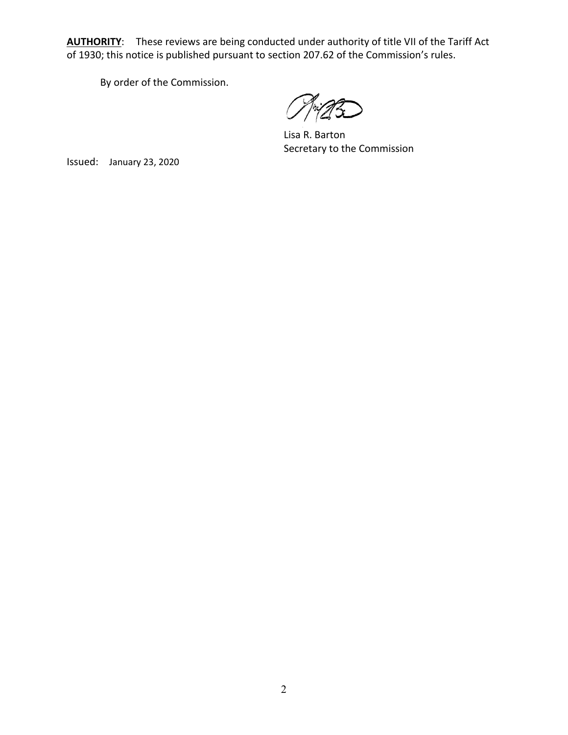**AUTHORITY**: These reviews are being conducted under authority of title VII of the Tariff Act of 1930; this notice is published pursuant to section 207.62 of the Commission's rules.

By order of the Commission.

Lisa R. Barton
Secretary to the Commission

Issued: January 23, 2020